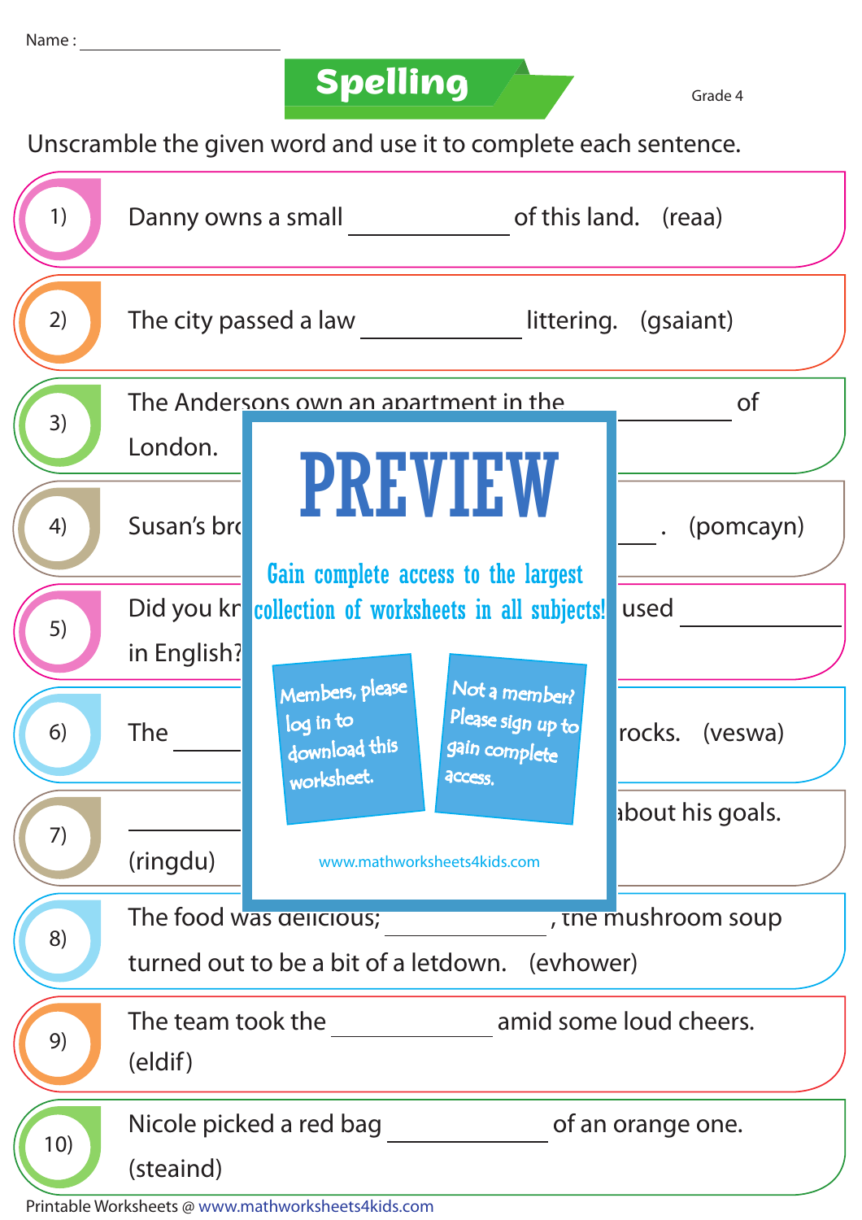Name : ____________________

# Spelling

Grade 4

Unscramble the given word and use it to complete each sentence.

1) Danny owns a small __________ of this land. (reaa)

2) The city passed a law __________ littering. (gsaiant)

3) The Andersons own an apartment in the __________ of London.

4) Susan's bro __________. (pomcayn)

5) Did you kn used __________ in English?

6) The __________ rocks. (veswa)

7) __________ about his goals. (ringdu)

8) The food was delicious; __________, the mushroom soup turned out to be a bit of a letdown. (evhower)

9) The team took the __________ amid some loud cheers. (eldif)

10) Nicole picked a red bag __________ of an orange one. (steaind)

PREVIEW

Gain complete access to the largest collection of worksheets in all subjects!

Members, please log in to download this worksheet.

Not a member? Please sign up to gain complete access.

www.mathworksheets4kids.com

Printable Worksheets @ www.mathworksheets4kids.com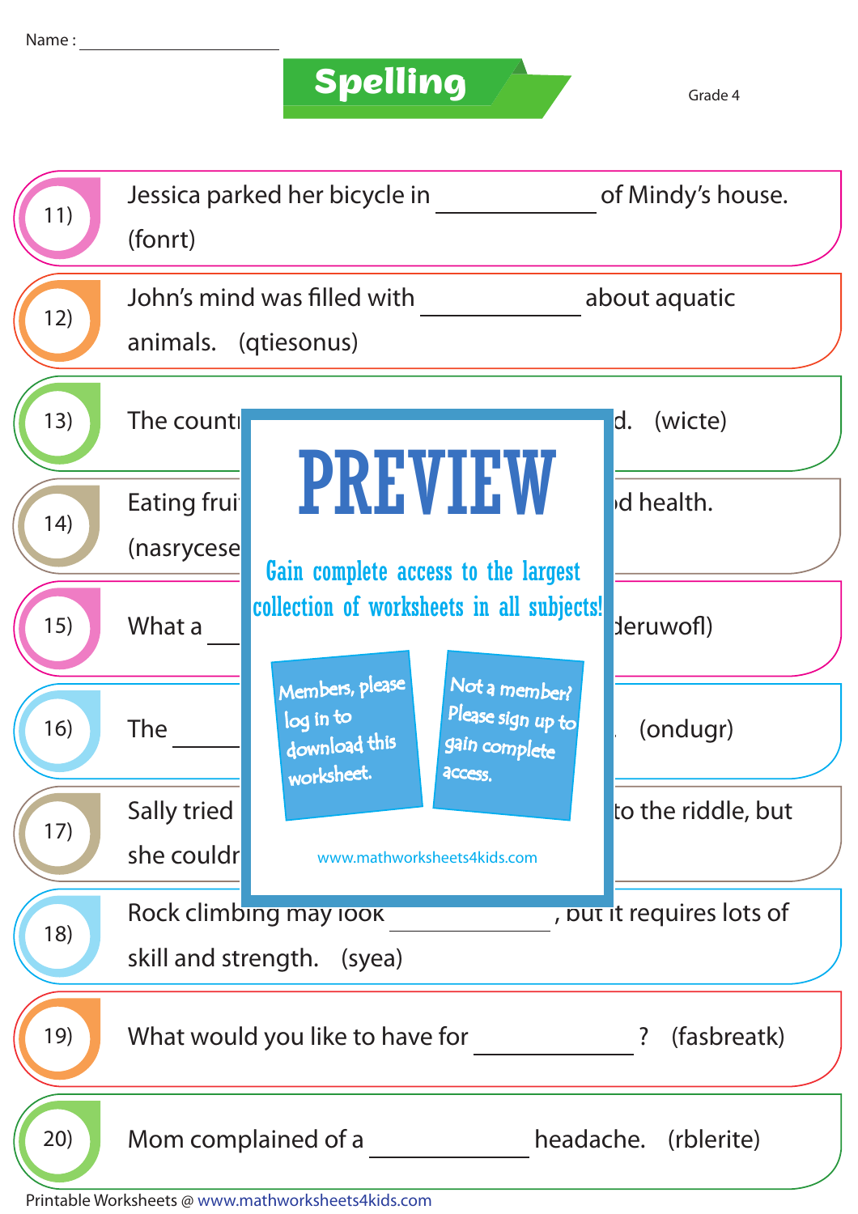Name : ____________________

# Spelling

Grade 4

11) Jessica parked her bicycle in ____________ of Mindy's house. (fonrt)

12) John's mind was filled with ____________ about aquatic animals. (qtiesonus)

13) The count... d. (wicte)

14) Eating frui... d health. (nasrycese...

15) What a ... deruwofl)

16) The ... (ondugr)

17) Sally tried ... to the riddle, but she couldr...

18) Rock climbing may look ____________, but it requires lots of skill and strength. (syea)

19) What would you like to have for ____________? (fasbreatk)

20) Mom complained of a ____________ headache. (rblerite)

PREVIEW

Gain complete access to the largest collection of worksheets in all subjects!

Members, please log in to download this worksheet.

Not a member? Please sign up to gain complete access.

www.mathworksheets4kids.com

Printable Worksheets @ www.mathworksheets4kids.com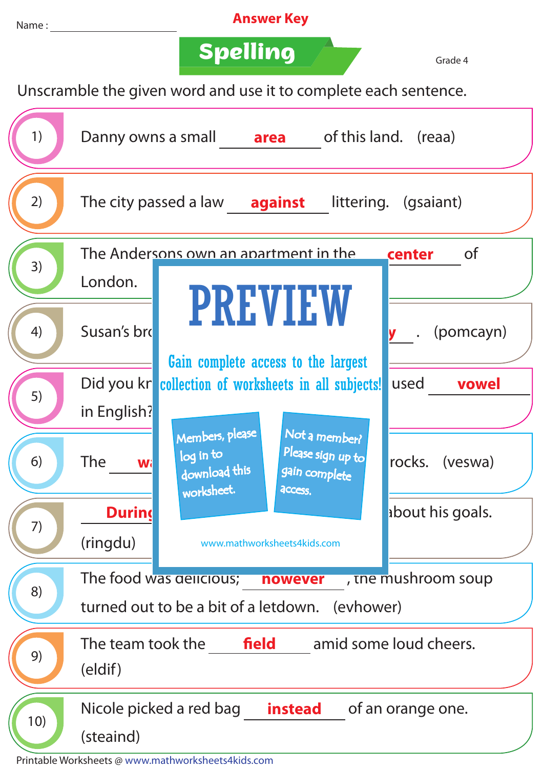Name : ____________________

**Answer Key**

# Spelling

Grade 4

Unscramble the given word and use it to complete each sentence.

1) Danny owns a small **area** of this land. (reaa)

2) The city passed a law **against** littering. (gsaiant)

3) The Andersons own an apartment in the **center** of London.

4) Susan's br **y** . (pomcayn)

5) Did you kr used **vowel** in English?

6) The **wa** rocks. (veswa)

7) **During** about his goals. (ringdu)

8) The food was delicious; **however** , the mushroom soup turned out to be a bit of a letdown. (evhower)

9) The team took the **field** amid some loud cheers. (eldif)

10) Nicole picked a red bag **instead** of an orange one. (steaind)

PREVIEW

Gain complete access to the largest collection of worksheets in all subjects!

Members, please log in to download this worksheet.

Not a member? Please sign up to gain complete access.

www.mathworksheets4kids.com

Printable Worksheets @ www.mathworksheets4kids.com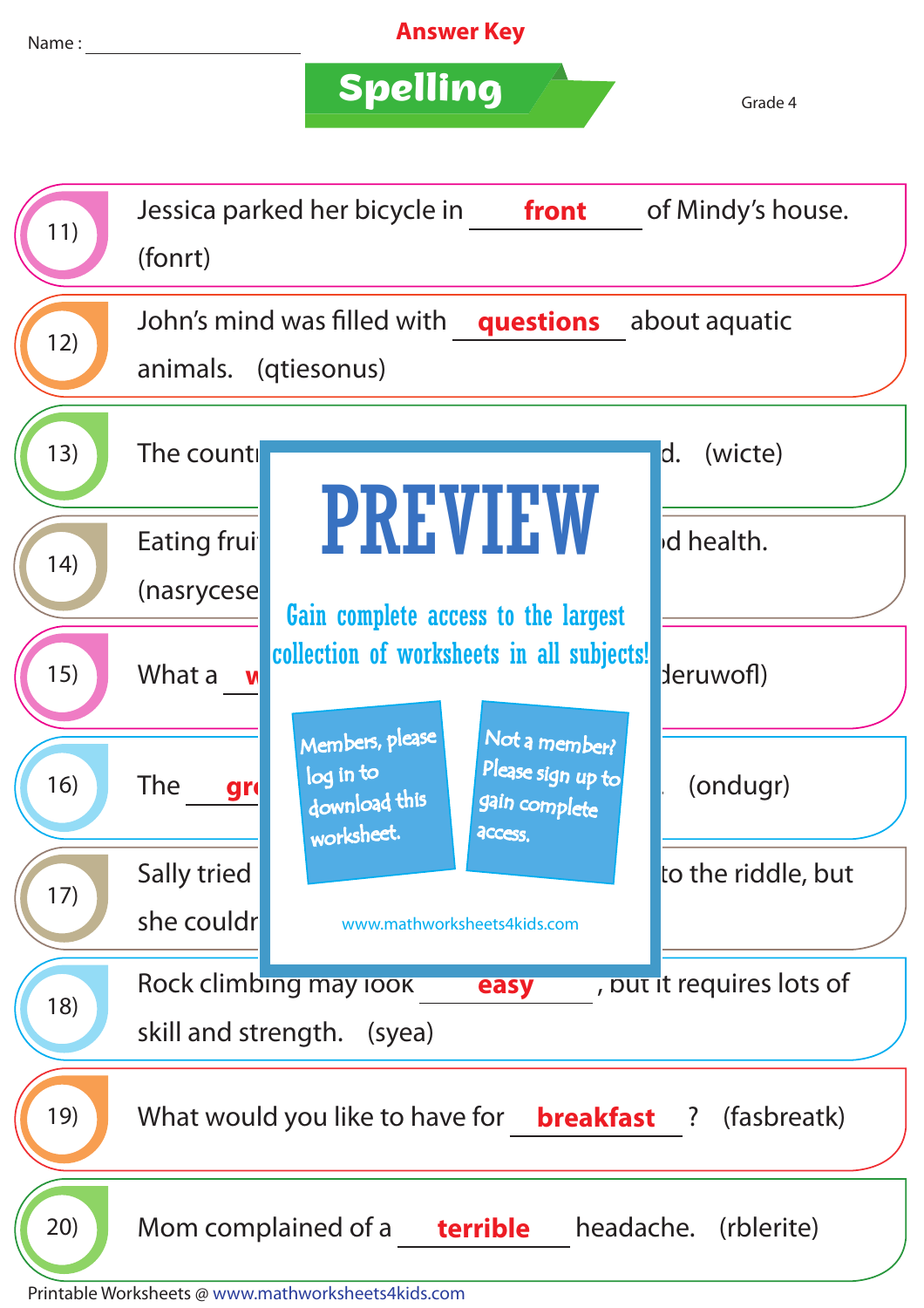Name : ____________________

**Answer Key**

# Spelling

Grade 4

11) Jessica parked her bicycle in **front** of Mindy's house. (fonrt)

12) John's mind was filled with **questions** about aquatic animals. (qtiesonus)

13) The countr d. (wicte)

14) Eating frui d health. (nasrycese

15) What a w deruwofl)

16) The gr . (ondugr)

17) Sally tried to the riddle, but she couldr

18) Rock climbing may look **easy** , but it requires lots of skill and strength. (syea)

19) What would you like to have for **breakfast** ? (fasbreatk)

20) Mom complained of a **terrible** headache. (rblerite)

PREVIEW

Gain complete access to the largest collection of worksheets in all subjects!

Members, please log in to download this worksheet.

Not a member? Please sign up to gain complete access.

www.mathworksheets4kids.com

Printable Worksheets @ www.mathworksheets4kids.com